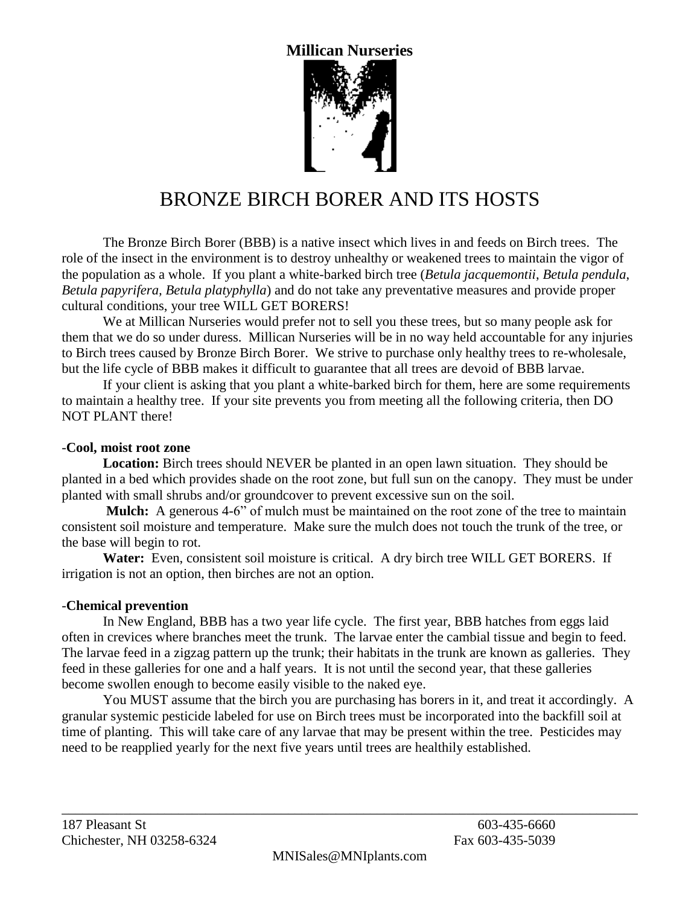**Millican Nurseries**

# BRONZE BIRCH BORER AND ITS HOSTS

The Bronze Birch Borer (BBB) is a native insect which lives in and feeds on Birch trees. The role of the insect in the environment is to destroy unhealthy or weakened trees to maintain the vigor of the population as a whole. If you plant a white-barked birch tree (*Betula jacquemontii, Betula pendula, Betula papyrifera, Betula platyphylla*) and do not take any preventative measures and provide proper cultural conditions, your tree WILL GET BORERS!

We at Millican Nurseries would prefer not to sell you these trees, but so many people ask for them that we do so under duress. Millican Nurseries will be in no way held accountable for any injuries to Birch trees caused by Bronze Birch Borer. We strive to purchase only healthy trees to re-wholesale, but the life cycle of BBB makes it difficult to guarantee that all trees are devoid of BBB larvae.

If your client is asking that you plant a white-barked birch for them, here are some requirements to maintain a healthy tree. If your site prevents you from meeting all the following criteria, then DO NOT PLANT there!

**-Cool, moist root zone**

**Location:** Birch trees should NEVER be planted in an open lawn situation. They should be planted in a bed which provides shade on the root zone, but full sun on the canopy. They must be under planted with small shrubs and/or groundcover to prevent excessive sun on the soil.

**Mulch:** A generous 4-6" of mulch must be maintained on the root zone of the tree to maintain consistent soil moisture and temperature. Make sure the mulch does not touch the trunk of the tree, or the base will begin to rot.

**Water:** Even, consistent soil moisture is critical. A dry birch tree WILL GET BORERS. If irrigation is not an option, then birches are not an option.

**-Chemical prevention**

In New England, BBB has a two year life cycle. The first year, BBB hatches from eggs laid often in crevices where branches meet the trunk. The larvae enter the cambial tissue and begin to feed. The larvae feed in a zigzag pattern up the trunk; their habitats in the trunk are known as galleries. They feed in these galleries for one and a half years. It is not until the second year, that these galleries become swollen enough to become easily visible to the naked eye.

You MUST assume that the birch you are purchasing has borers in it, and treat it accordingly. A granular systemic pesticide labeled for use on Birch trees must be incorporated into the backfill soil at time of planting. This will take care of any larvae that may be present within the tree. Pesticides may need to be reapplied yearly for the next five years until trees are healthily established.

---

187 Pleasant St
Chichester, NH 03258-6324

603-435-6660
Fax 603-435-5039

MNISales@MNIplants.com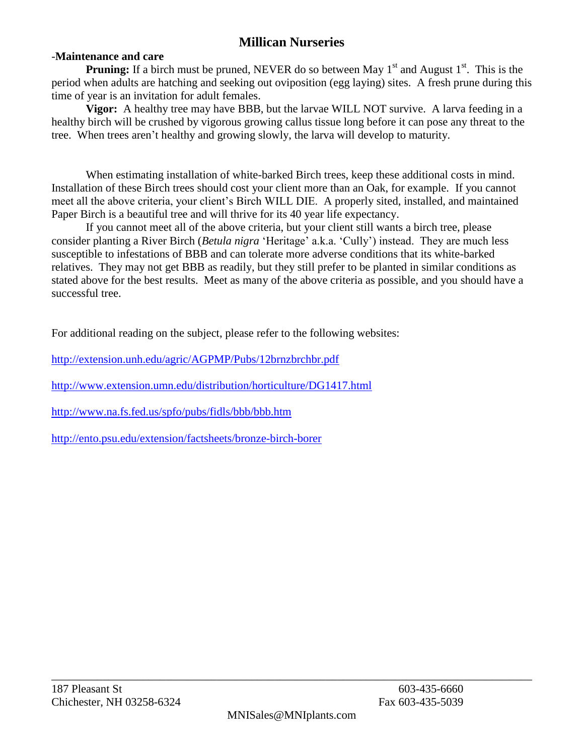# Millican Nurseries

-**Maintenance and care**

**Pruning:** If a birch must be pruned, NEVER do so between May 1st and August 1st. This is the period when adults are hatching and seeking out oviposition (egg laying) sites. A fresh prune during this time of year is an invitation for adult females.

**Vigor:** A healthy tree may have BBB, but the larvae WILL NOT survive. A larva feeding in a healthy birch will be crushed by vigorous growing callus tissue long before it can pose any threat to the tree. When trees aren't healthy and growing slowly, the larva will develop to maturity.

When estimating installation of white-barked Birch trees, keep these additional costs in mind. Installation of these Birch trees should cost your client more than an Oak, for example. If you cannot meet all the above criteria, your client's Birch WILL DIE. A properly sited, installed, and maintained Paper Birch is a beautiful tree and will thrive for its 40 year life expectancy.

If you cannot meet all of the above criteria, but your client still wants a birch tree, please consider planting a River Birch (*Betula nigra* 'Heritage' a.k.a. 'Cully') instead. They are much less susceptible to infestations of BBB and can tolerate more adverse conditions that its white-barked relatives. They may not get BBB as readily, but they still prefer to be planted in similar conditions as stated above for the best results. Meet as many of the above criteria as possible, and you should have a successful tree.

For additional reading on the subject, please refer to the following websites:

http://extension.unh.edu/agric/AGPMP/Pubs/12brnzbrchbr.pdf

http://www.extension.umn.edu/distribution/horticulture/DG1417.html

http://www.na.fs.fed.us/spfo/pubs/fidls/bbb/bbb.htm

http://ento.psu.edu/extension/factsheets/bronze-birch-borer

187 Pleasant St
Chichester, NH 03258-6324

603-435-6660
Fax 603-435-5039

MNISales@MNIplants.com